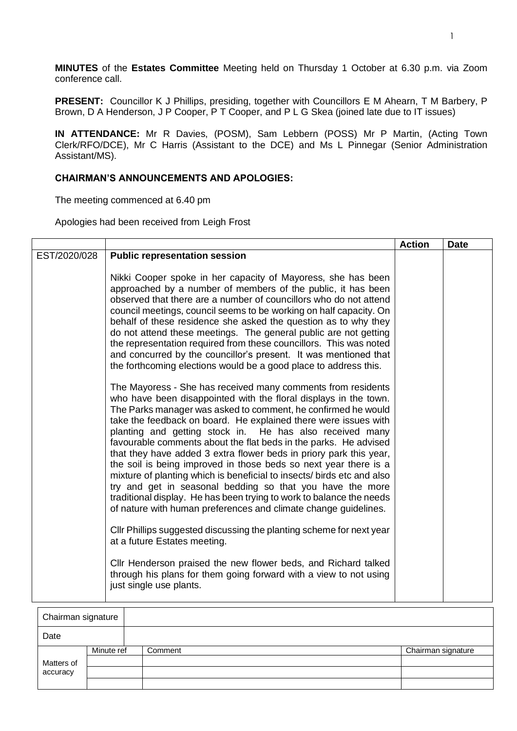**MINUTES** of the **Estates Committee** Meeting held on Thursday 1 October at 6.30 p.m. via Zoom conference call.

**PRESENT:** Councillor K J Phillips, presiding, together with Councillors E M Ahearn, T M Barbery, P Brown, D A Henderson, J P Cooper, P T Cooper, and P L G Skea (joined late due to IT issues)

**IN ATTENDANCE:** Mr R Davies, (POSM), Sam Lebbern (POSS) Mr P Martin, (Acting Town Clerk/RFO/DCE), Mr C Harris (Assistant to the DCE) and Ms L Pinnegar (Senior Administration Assistant/MS).

**CHAIRMAN'S ANNOUNCEMENTS AND APOLOGIES:**

The meeting commenced at 6.40 pm

Apologies had been received from Leigh Frost

| | | Action | Date |
|---|---|---|---|
| EST/2020/028 | **Public representation session**<br><br>Nikki Cooper spoke in her capacity of Mayoress, she has been approached by a number of members of the public, it has been observed that there are a number of councillors who do not attend council meetings, council seems to be working on half capacity. On behalf of these residence she asked the question as to why they do not attend these meetings. The general public are not getting the representation required from these councillors. This was noted and concurred by the councillor's present. It was mentioned that the forthcoming elections would be a good place to address this.<br><br>The Mayoress - She has received many comments from residents who have been disappointed with the floral displays in the town. The Parks manager was asked to comment, he confirmed he would take the feedback on board. He explained there were issues with planting and getting stock in. He has also received many favourable comments about the flat beds in the parks. He advised that they have added 3 extra flower beds in priory park this year, the soil is being improved in those beds so next year there is a mixture of planting which is beneficial to insects/ birds etc and also try and get in seasonal bedding so that you have the more traditional display. He has been trying to work to balance the needs of nature with human preferences and climate change guidelines.<br><br>Cllr Phillips suggested discussing the planting scheme for next year at a future Estates meeting.<br><br>Cllr Henderson praised the new flower beds, and Richard talked through his plans for them going forward with a view to not using just single use plants. | | |

| Chairman signature | | | |
|---|---|---|---|
| Date | | | |
| Matters of accuracy | Minute ref | Comment | Chairman signature |
| | | | |
| | | | |
| | | | |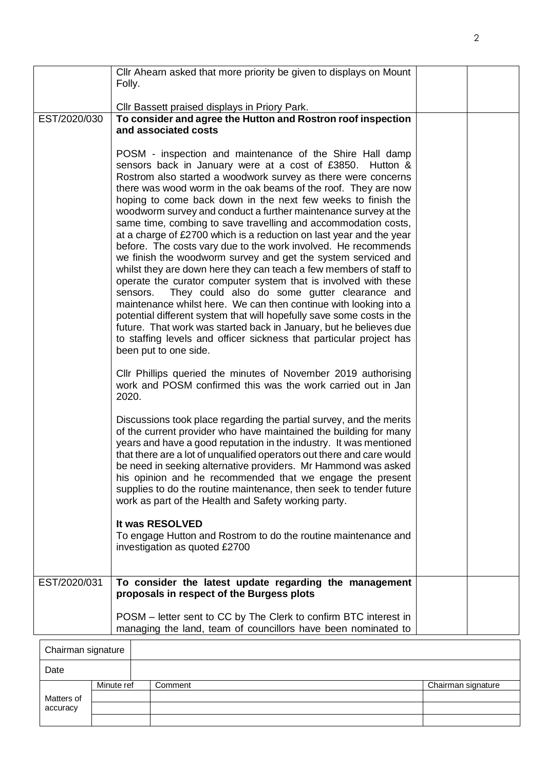| | | | |
|---|---|---|---|
| | Cllr Ahearn asked that more priority be given to displays on Mount Folly.<br><br>Cllr Bassett praised displays in Priory Park. | | |
| EST/2020/030 | **To consider and agree the Hutton and Rostron roof inspection and associated costs**<br><br>POSM - inspection and maintenance of the Shire Hall damp sensors back in January were at a cost of £3850. Hutton & Rostrom also started a woodwork survey as there were concerns there was wood worm in the oak beams of the roof. They are now hoping to come back down in the next few weeks to finish the woodworm survey and conduct a further maintenance survey at the same time, combing to save travelling and accommodation costs, at a charge of £2700 which is a reduction on last year and the year before. The costs vary due to the work involved. He recommends we finish the woodworm survey and get the system serviced and whilst they are down here they can teach a few members of staff to operate the curator computer system that is involved with these sensors. They could also do some gutter clearance and maintenance whilst here. We can then continue with looking into a potential different system that will hopefully save some costs in the future. That work was started back in January, but he believes due to staffing levels and officer sickness that particular project has been put to one side.<br><br>Cllr Phillips queried the minutes of November 2019 authorising work and POSM confirmed this was the work carried out in Jan 2020.<br><br>Discussions took place regarding the partial survey, and the merits of the current provider who have maintained the building for many years and have a good reputation in the industry. It was mentioned that there are a lot of unqualified operators out there and care would be need in seeking alternative providers. Mr Hammond was asked his opinion and he recommended that we engage the present supplies to do the routine maintenance, then seek to tender future work as part of the Health and Safety working party.<br><br>**It was RESOLVED**<br>To engage Hutton and Rostrom to do the routine maintenance and investigation as quoted £2700 | | |
| EST/2020/031 | **To consider the latest update regarding the management proposals in respect of the Burgess plots**<br><br>POSM – letter sent to CC by The Clerk to confirm BTC interest in managing the land, team of councillors have been nominated to | | |

| Chairman signature | | | |
|---|---|---|---|
| Date | | | |
| Matters of accuracy | Minute ref | Comment | Chairman signature |
| | | | |
| | | | |
| | | | |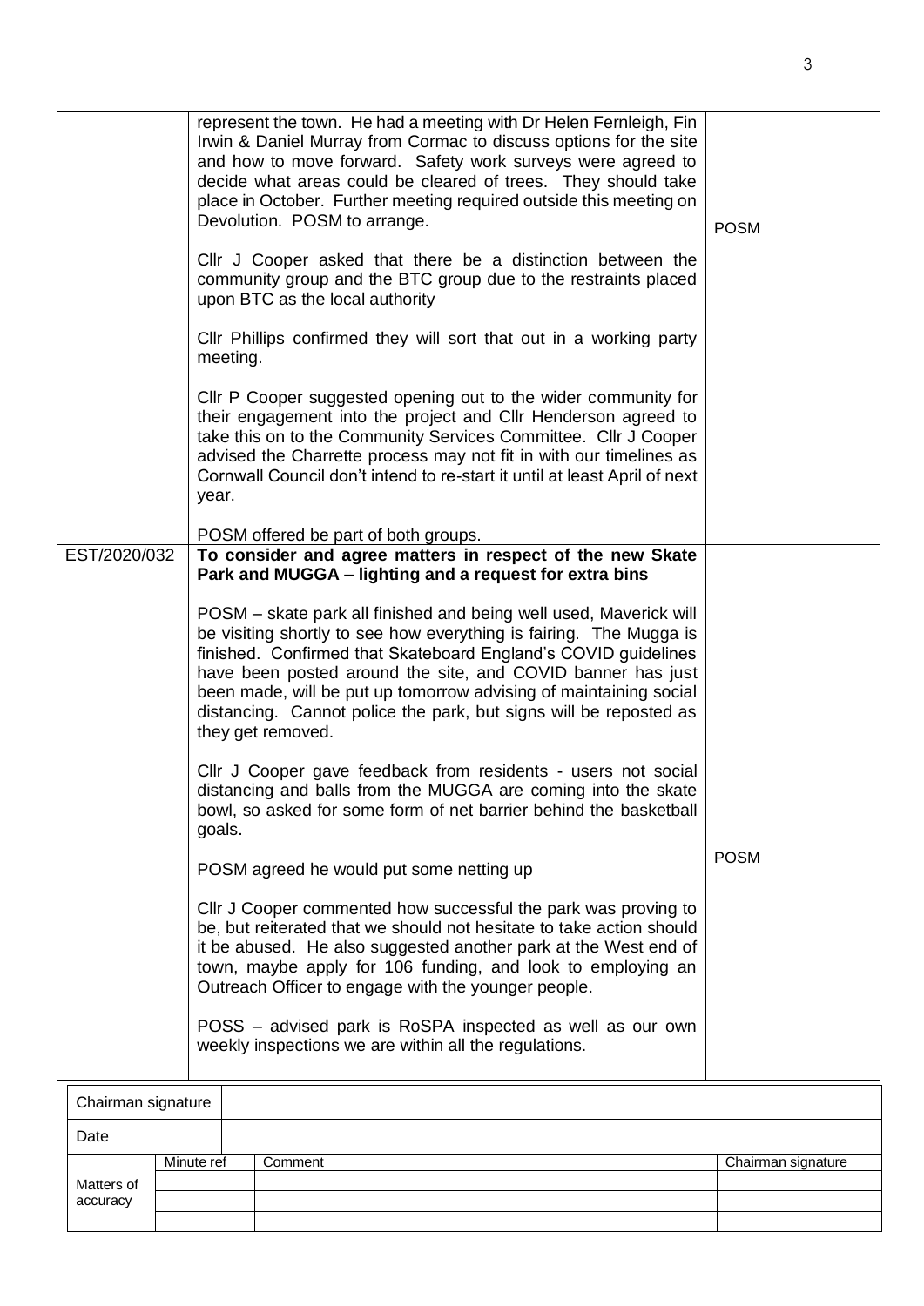| | | | |
|---|---|---|---|
| | represent the town. He had a meeting with Dr Helen Fernleigh, Fin Irwin & Daniel Murray from Cormac to discuss options for the site and how to move forward. Safety work surveys were agreed to decide what areas could be cleared of trees. They should take place in October. Further meeting required outside this meeting on Devolution. POSM to arrange.<br><br>Cllr J Cooper asked that there be a distinction between the community group and the BTC group due to the restraints placed upon BTC as the local authority<br><br>Cllr Phillips confirmed they will sort that out in a working party meeting.<br><br>Cllr P Cooper suggested opening out to the wider community for their engagement into the project and Cllr Henderson agreed to take this on to the Community Services Committee. Cllr J Cooper advised the Charrette process may not fit in with our timelines as Cornwall Council don't intend to re-start it until at least April of next year.<br><br>POSM offered be part of both groups. | POSM | |
| EST/2020/032 | **To consider and agree matters in respect of the new Skate Park and MUGGA – lighting and a request for extra bins**<br><br>POSM – skate park all finished and being well used, Maverick will be visiting shortly to see how everything is fairing. The Mugga is finished. Confirmed that Skateboard England's COVID guidelines have been posted around the site, and COVID banner has just been made, will be put up tomorrow advising of maintaining social distancing. Cannot police the park, but signs will be reposted as they get removed.<br><br>Cllr J Cooper gave feedback from residents - users not social distancing and balls from the MUGGA are coming into the skate bowl, so asked for some form of net barrier behind the basketball goals.<br><br>POSM agreed he would put some netting up<br><br>Cllr J Cooper commented how successful the park was proving to be, but reiterated that we should not hesitate to take action should it be abused. He also suggested another park at the West end of town, maybe apply for 106 funding, and look to employing an Outreach Officer to engage with the younger people.<br><br>POSS – advised park is RoSPA inspected as well as our own weekly inspections we are within all the regulations. | POSM | |

| Chairman signature | |
|---|---|
| Date | |

| | Minute ref | Comment | Chairman signature |
|---|---|---|---|
| Matters of accuracy | | | |
| | | | |
| | | | |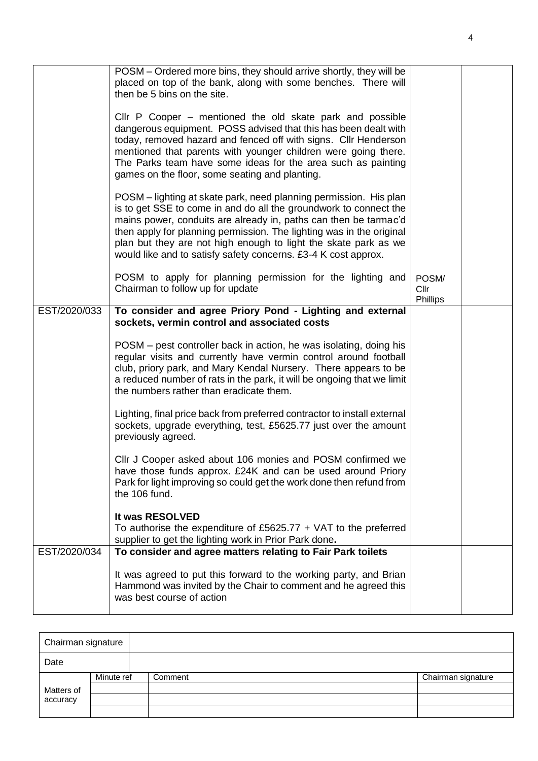| | | | |
|---|---|---|---|
| | POSM – Ordered more bins, they should arrive shortly, they will be placed on top of the bank, along with some benches. There will then be 5 bins on the site.<br><br>Cllr P Cooper – mentioned the old skate park and possible dangerous equipment. POSS advised that this has been dealt with today, removed hazard and fenced off with signs. Cllr Henderson mentioned that parents with younger children were going there. The Parks team have some ideas for the area such as painting games on the floor, some seating and planting.<br><br>POSM – lighting at skate park, need planning permission. His plan is to get SSE to come in and do all the groundwork to connect the mains power, conduits are already in, paths can then be tarmac'd then apply for planning permission. The lighting was in the original plan but they are not high enough to light the skate park as we would like and to satisfy safety concerns. £3-4 K cost approx.<br><br>POSM to apply for planning permission for the lighting and Chairman to follow up for update | POSM/ Cllr Phillips | |
| EST/2020/033 | **To consider and agree Priory Pond - Lighting and external sockets, vermin control and associated costs**<br><br>POSM – pest controller back in action, he was isolating, doing his regular visits and currently have vermin control around football club, priory park, and Mary Kendal Nursery. There appears to be a reduced number of rats in the park, it will be ongoing that we limit the numbers rather than eradicate them.<br><br>Lighting, final price back from preferred contractor to install external sockets, upgrade everything, test, £5625.77 just over the amount previously agreed.<br><br>Cllr J Cooper asked about 106 monies and POSM confirmed we have those funds approx. £24K and can be used around Priory Park for light improving so could get the work done then refund from the 106 fund.<br><br>**It was RESOLVED**<br>To authorise the expenditure of £5625.77 + VAT to the preferred supplier to get the lighting work in Prior Park done**.** | | |
| EST/2020/034 | **To consider and agree matters relating to Fair Park toilets**<br><br>It was agreed to put this forward to the working party, and Brian Hammond was invited by the Chair to comment and he agreed this was best course of action | | |

| Chairman signature | | | |
|---|---|---|---|
| Date | | | |
| Matters of accuracy | Minute ref | Comment | Chairman signature |
| | | | |
| | | | |
| | | | |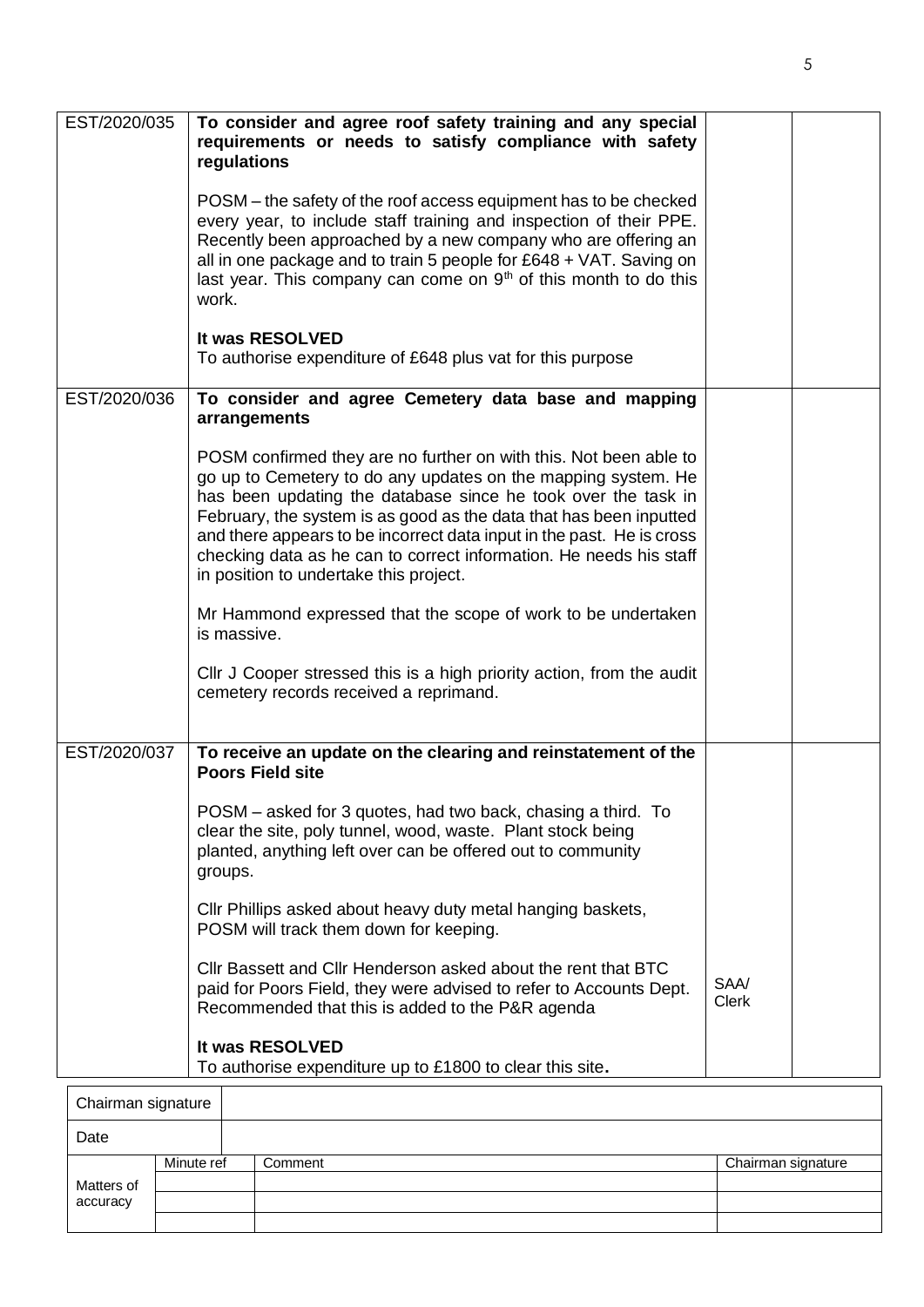| | | | |
|---|---|---|---|
| EST/2020/035 | **To consider and agree roof safety training and any special requirements or needs to satisfy compliance with safety regulations**<br><br>POSM – the safety of the roof access equipment has to be checked every year, to include staff training and inspection of their PPE. Recently been approached by a new company who are offering an all in one package and to train 5 people for £648 + VAT. Saving on last year. This company can come on 9th of this month to do this work.<br><br>**It was RESOLVED**<br>To authorise expenditure of £648 plus vat for this purpose | | |
| EST/2020/036 | **To consider and agree Cemetery data base and mapping arrangements**<br><br>POSM confirmed they are no further on with this. Not been able to go up to Cemetery to do any updates on the mapping system. He has been updating the database since he took over the task in February, the system is as good as the data that has been inputted and there appears to be incorrect data input in the past. He is cross checking data as he can to correct information. He needs his staff in position to undertake this project.<br><br>Mr Hammond expressed that the scope of work to be undertaken is massive.<br><br>Cllr J Cooper stressed this is a high priority action, from the audit cemetery records received a reprimand. | | |
| EST/2020/037 | **To receive an update on the clearing and reinstatement of the Poors Field site**<br><br>POSM – asked for 3 quotes, had two back, chasing a third. To clear the site, poly tunnel, wood, waste. Plant stock being planted, anything left over can be offered out to community groups.<br><br>Cllr Phillips asked about heavy duty metal hanging baskets, POSM will track them down for keeping.<br><br>Cllr Bassett and Cllr Henderson asked about the rent that BTC paid for Poors Field, they were advised to refer to Accounts Dept. Recommended that this is added to the P&R agenda<br><br>**It was RESOLVED**<br>To authorise expenditure up to £1800 to clear this site**.** | SAA/ Clerk | |

| Chairman signature | | | |
|---|---|---|---|
| Date | | | |
| Matters of accuracy | Minute ref | Comment | Chairman signature |
| | | | |
| | | | |
| | | | |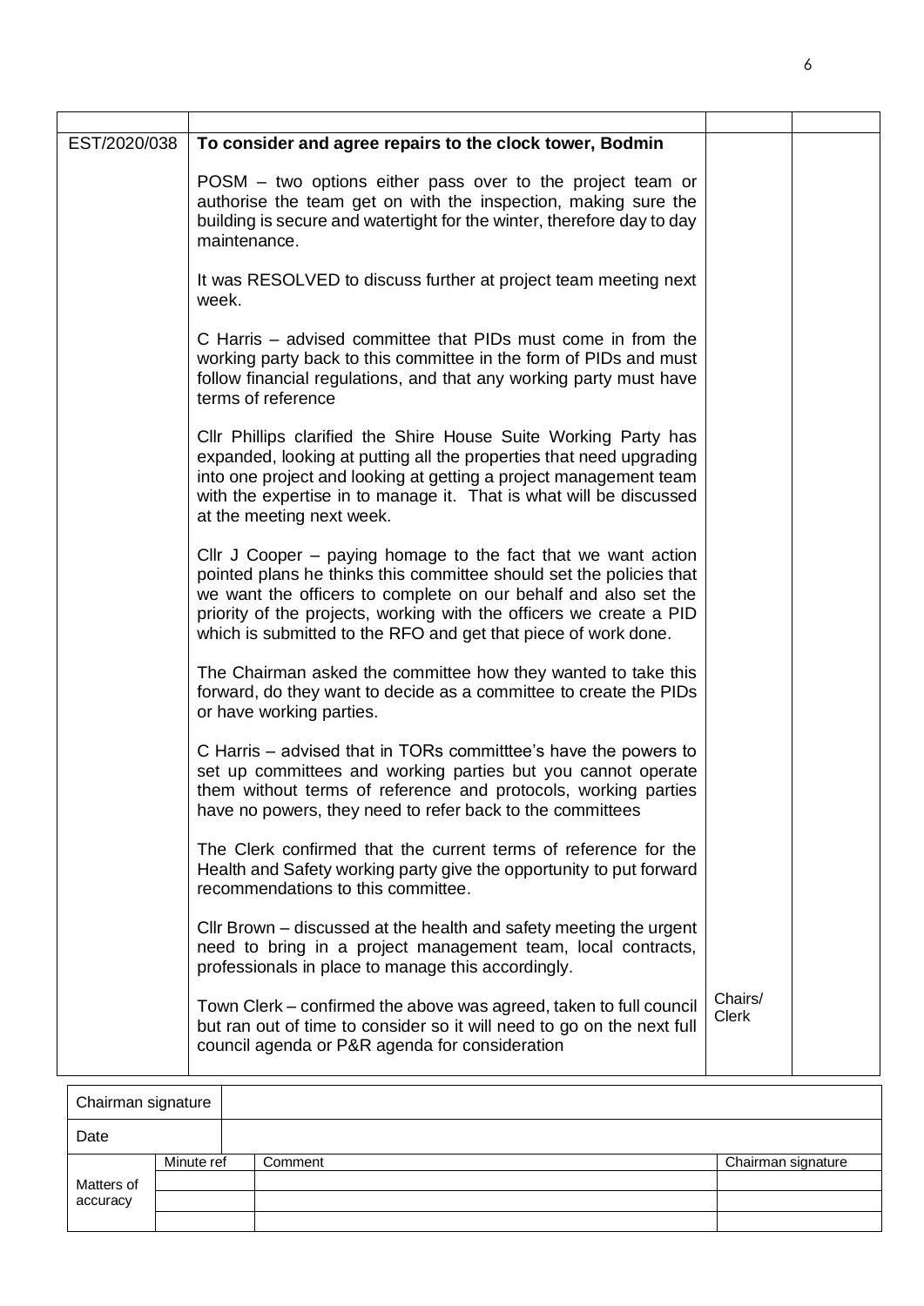| | | | |
|---|---|---|---|
| EST/2020/038 | **To consider and agree repairs to the clock tower, Bodmin**<br><br>POSM – two options either pass over to the project team or authorise the team get on with the inspection, making sure the building is secure and watertight for the winter, therefore day to day maintenance.<br><br>It was RESOLVED to discuss further at project team meeting next week.<br><br>C Harris – advised committee that PIDs must come in from the working party back to this committee in the form of PIDs and must follow financial regulations, and that any working party must have terms of reference<br><br>Cllr Phillips clarified the Shire House Suite Working Party has expanded, looking at putting all the properties that need upgrading into one project and looking at getting a project management team with the expertise in to manage it. That is what will be discussed at the meeting next week.<br><br>Cllr J Cooper – paying homage to the fact that we want action pointed plans he thinks this committee should set the policies that we want the officers to complete on our behalf and also set the priority of the projects, working with the officers we create a PID which is submitted to the RFO and get that piece of work done.<br><br>The Chairman asked the committee how they wanted to take this forward, do they want to decide as a committee to create the PIDs or have working parties.<br><br>C Harris – advised that in TORs committtee's have the powers to set up committees and working parties but you cannot operate them without terms of reference and protocols, working parties have no powers, they need to refer back to the committees<br><br>The Clerk confirmed that the current terms of reference for the Health and Safety working party give the opportunity to put forward recommendations to this committee.<br><br>Cllr Brown – discussed at the health and safety meeting the urgent need to bring in a project management team, local contracts, professionals in place to manage this accordingly.<br><br>Town Clerk – confirmed the above was agreed, taken to full council but ran out of time to consider so it will need to go on the next full council agenda or P&R agenda for consideration | Chairs/ Clerk | |

| Chairman signature | | | |
|---|---|---|---|
| Date | | | |
| Matters of accuracy | Minute ref | Comment | Chairman signature |
| | | | |
| | | | |
| | | | |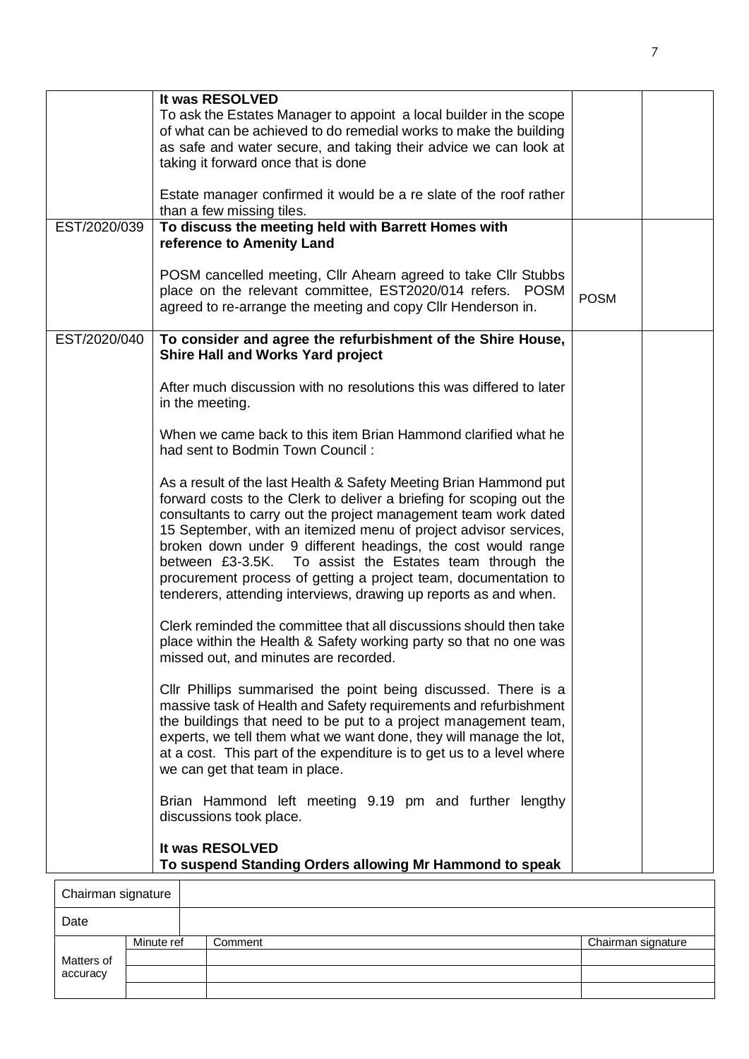| | | | |
|---|---|---|---|
| | **It was RESOLVED**<br>To ask the Estates Manager to appoint a local builder in the scope of what can be achieved to do remedial works to make the building as safe and water secure, and taking their advice we can look at taking it forward once that is done<br><br>Estate manager confirmed it would be a re slate of the roof rather than a few missing tiles. | | |
| EST/2020/039 | **To discuss the meeting held with Barrett Homes with reference to Amenity Land**<br><br>POSM cancelled meeting, Cllr Ahearn agreed to take Cllr Stubbs place on the relevant committee, EST2020/014 refers. POSM agreed to re-arrange the meeting and copy Cllr Henderson in. | POSM | |
| EST/2020/040 | **To consider and agree the refurbishment of the Shire House, Shire Hall and Works Yard project**<br><br>After much discussion with no resolutions this was differed to later in the meeting.<br><br>When we came back to this item Brian Hammond clarified what he had sent to Bodmin Town Council :<br><br>As a result of the last Health & Safety Meeting Brian Hammond put forward costs to the Clerk to deliver a briefing for scoping out the consultants to carry out the project management team work dated 15 September, with an itemized menu of project advisor services, broken down under 9 different headings, the cost would range between £3-3.5K. To assist the Estates team through the procurement process of getting a project team, documentation to tenderers, attending interviews, drawing up reports as and when.<br><br>Clerk reminded the committee that all discussions should then take place within the Health & Safety working party so that no one was missed out, and minutes are recorded.<br><br>Cllr Phillips summarised the point being discussed. There is a massive task of Health and Safety requirements and refurbishment the buildings that need to be put to a project management team, experts, we tell them what we want done, they will manage the lot, at a cost. This part of the expenditure is to get us to a level where we can get that team in place.<br><br>Brian Hammond left meeting 9.19 pm and further lengthy discussions took place.<br><br>**It was RESOLVED**<br>**To suspend Standing Orders allowing Mr Hammond to speak** | | |

| Chairman signature | | | |
|---|---|---|---|
| Date | | | |
| Matters of accuracy | Minute ref | Comment | Chairman signature |
| | | | |
| | | | |
| | | | |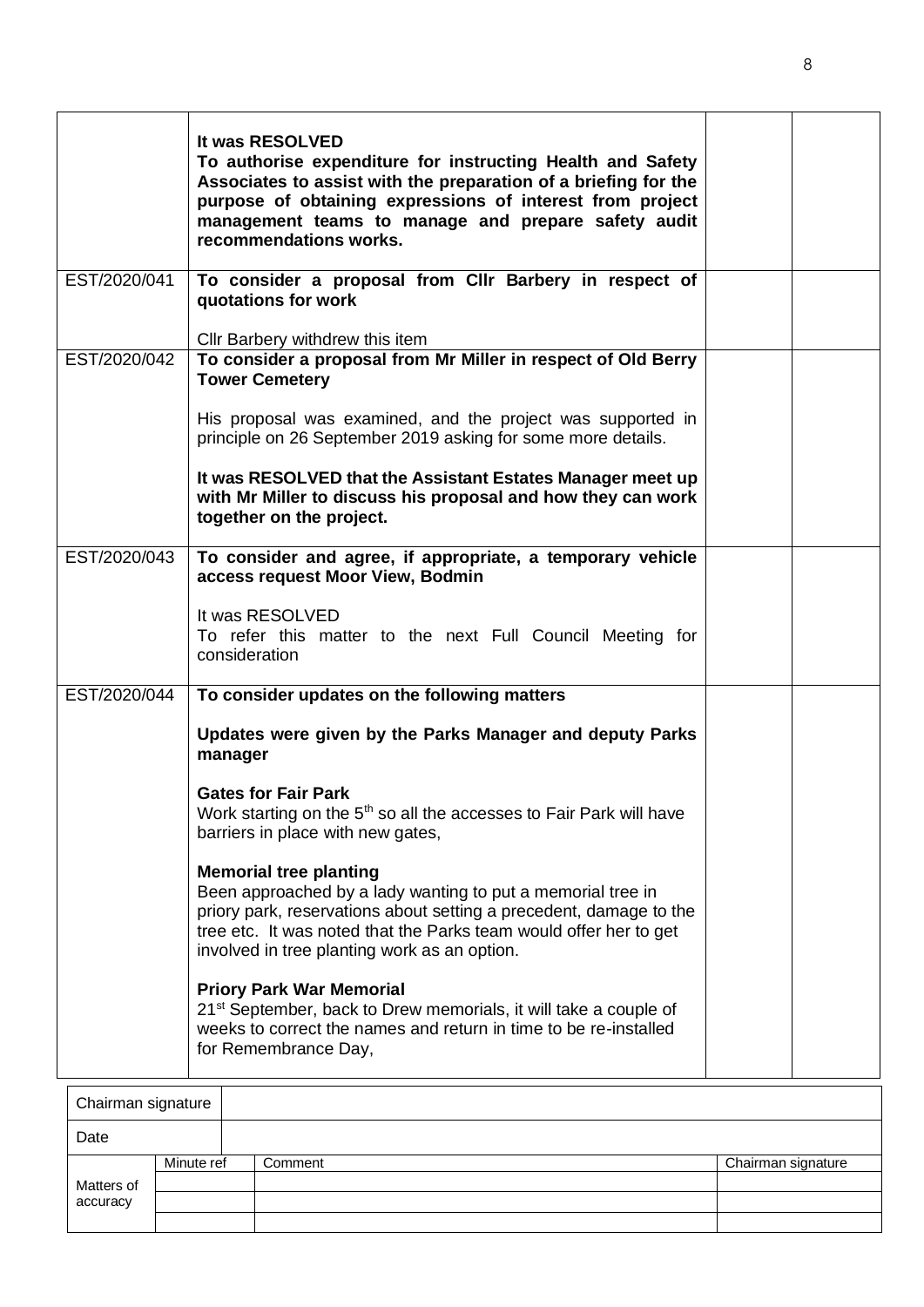| | | | |
|---|---|---|---|
| | **It was RESOLVED**<br>**To authorise expenditure for instructing Health and Safety Associates to assist with the preparation of a briefing for the purpose of obtaining expressions of interest from project management teams to manage and prepare safety audit recommendations works.** | | |
| EST/2020/041 | **To consider a proposal from Cllr Barbery in respect of quotations for work**<br><br>Cllr Barbery withdrew this item | | |
| EST/2020/042 | **To consider a proposal from Mr Miller in respect of Old Berry Tower Cemetery**<br><br>His proposal was examined, and the project was supported in principle on 26 September 2019 asking for some more details.<br><br>**It was RESOLVED that the Assistant Estates Manager meet up with Mr Miller to discuss his proposal and how they can work together on the project.** | | |
| EST/2020/043 | **To consider and agree, if appropriate, a temporary vehicle access request Moor View, Bodmin**<br><br>It was RESOLVED<br>To refer this matter to the next Full Council Meeting for consideration | | |
| EST/2020/044 | **To consider updates on the following matters**<br><br>**Updates were given by the Parks Manager and deputy Parks manager**<br><br>**Gates for Fair Park**<br>Work starting on the 5th so all the accesses to Fair Park will have barriers in place with new gates,<br><br>**Memorial tree planting**<br>Been approached by a lady wanting to put a memorial tree in priory park, reservations about setting a precedent, damage to the tree etc. It was noted that the Parks team would offer her to get involved in tree planting work as an option.<br><br>**Priory Park War Memorial**<br>21st September, back to Drew memorials, it will take a couple of weeks to correct the names and return in time to be re-installed for Remembrance Day, | | |

| Chairman signature | | | |
|---|---|---|---|
| Date | | | |
| Matters of accuracy | Minute ref | Comment | Chairman signature |
| | | | |
| | | | |
| | | | |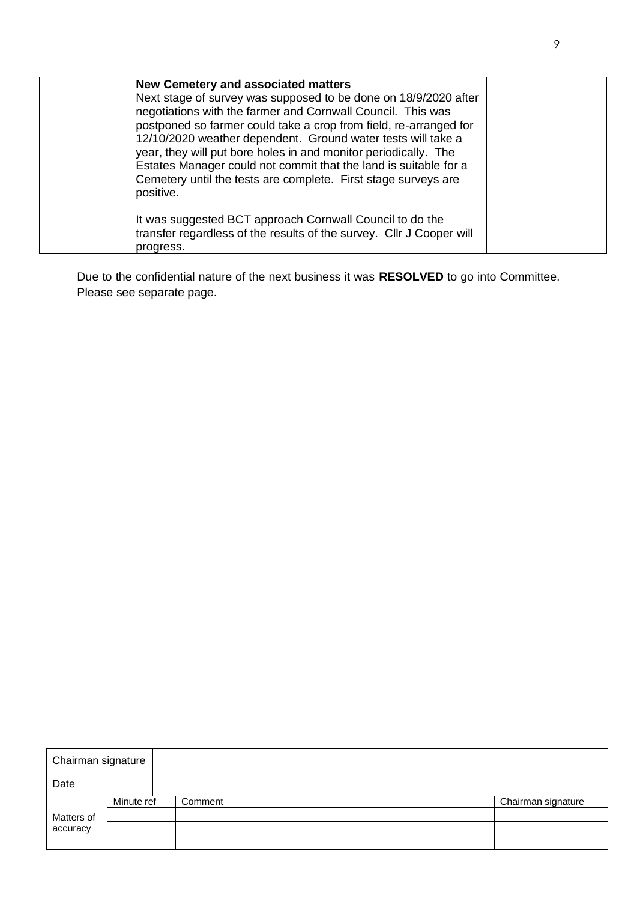| | | | |
|---|---|---|---|
| | **New Cemetery and associated matters**<br>Next stage of survey was supposed to be done on 18/9/2020 after negotiations with the farmer and Cornwall Council. This was postponed so farmer could take a crop from field, re-arranged for 12/10/2020 weather dependent. Ground water tests will take a year, they will put bore holes in and monitor periodically. The Estates Manager could not commit that the land is suitable for a Cemetery until the tests are complete. First stage surveys are positive.<br><br>It was suggested BCT approach Cornwall Council to do the transfer regardless of the results of the survey. Cllr J Cooper will progress. | | |

Due to the confidential nature of the next business it was **RESOLVED** to go into Committee. Please see separate page.

| | | | |
|---|---|---|---|
| Chairman signature | | | |
| Date | | | |
| Matters of accuracy | Minute ref | Comment | Chairman signature |
| | | | |
| | | | |
| | | | |